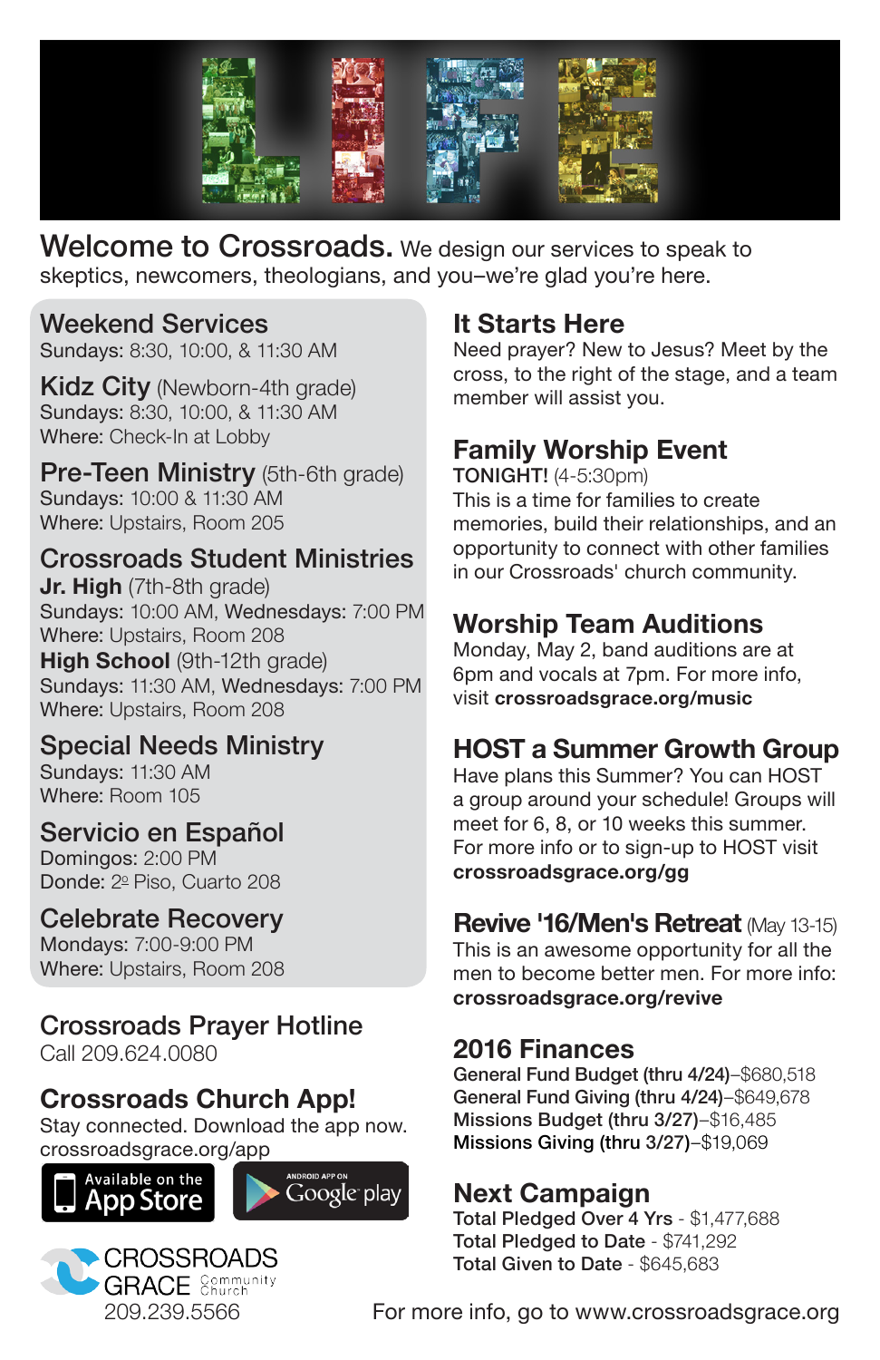# LIFE

**Welcome to Crossroads.** We design our services to speak to skeptics, newcomers, theologians, and you–we're glad you're here.

## Weekend Services

Sundays: 8:30, 10:00, & 11:30 AM

## Kidz City (Newborn-4th grade)

Sundays: 8:30, 10:00, & 11:30 AM
Where: Check-In at Lobby

## Pre-Teen Ministry (5th-6th grade)

Sundays: 10:00 & 11:30 AM
Where: Upstairs, Room 205

## Crossroads Student Ministries

**Jr. High** (7th-8th grade)
Sundays: 10:00 AM, Wednesdays: 7:00 PM
Where: Upstairs, Room 208

**High School** (9th-12th grade)
Sundays: 11:30 AM, Wednesdays: 7:00 PM
Where: Upstairs, Room 208

## Special Needs Ministry

Sundays: 11:30 AM
Where: Room 105

## Servicio en Español

Domingos: 2:00 PM
Donde: 2º Piso, Cuarto 208

## Celebrate Recovery

Mondays: 7:00-9:00 PM
Where: Upstairs, Room 208

## Crossroads Prayer Hotline

Call 209.624.0080

## Crossroads Church App!

Stay connected. Download the app now.
crossroadsgrace.org/app

Available on the App Store | Android App on Google play

CROSSROADS GRACE Community Church
209.239.5566

## It Starts Here

Need prayer? New to Jesus? Meet by the cross, to the right of the stage, and a team member will assist you.

## Family Worship Event

TONIGHT! (4-5:30pm)
This is a time for families to create memories, build their relationships, and an opportunity to connect with other families in our Crossroads' church community.

## Worship Team Auditions

Monday, May 2, band auditions are at 6pm and vocals at 7pm. For more info, visit **crossroadsgrace.org/music**

## HOST a Summer Growth Group

Have plans this Summer? You can HOST a group around your schedule! Groups will meet for 6, 8, or 10 weeks this summer. For more info or to sign-up to HOST visit **crossroadsgrace.org/gg**

## Revive '16/Men's Retreat (May 13-15)

This is an awesome opportunity for all the men to become better men. For more info: **crossroadsgrace.org/revive**

## 2016 Finances

**General Fund Budget (thru 4/24)**–$680,518
**General Fund Giving (thru 4/24)**–$649,678
**Missions Budget (thru 3/27)**–$16,485
**Missions Giving (thru 3/27)**–$19,069

## Next Campaign

**Total Pledged Over 4 Yrs** - $1,477,688
**Total Pledged to Date** - $741,292
**Total Given to Date** - $645,683

For more info, go to www.crossroadsgrace.org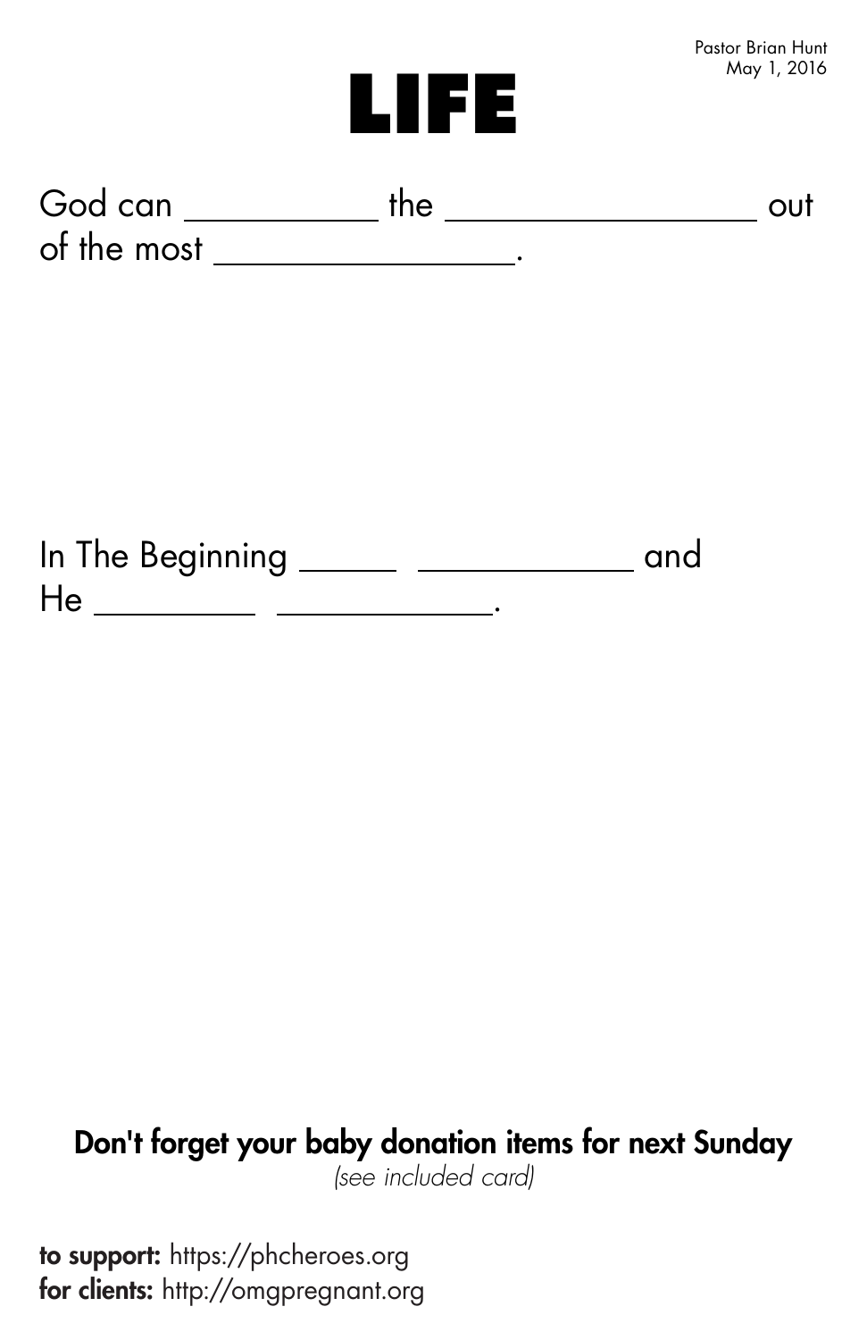Pastor Brian Hunt
May 1, 2016

# LIFE

God can __________ the ________________ out of the most ________________.

In The Beginning _____ ___________ and He ________ ___________.

**Don't forget your baby donation items for next Sunday**

*(see included card)*

**to support:** https://phcheroes.org
**for clients:** http://omgpregnant.org